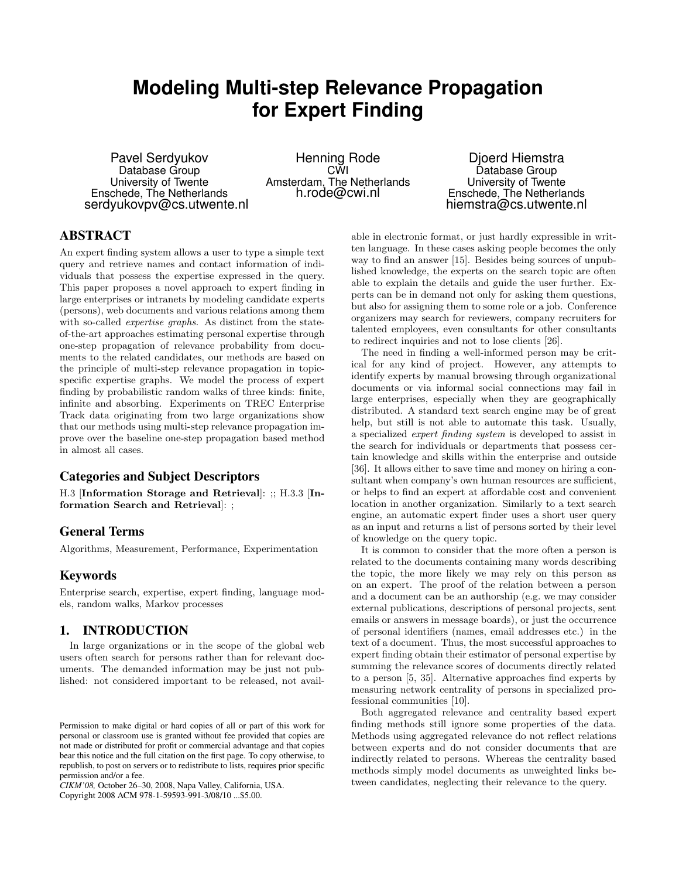# Modeling Multi-step Relevance Propagation for Expert Finding

Pavel Serdyukov
Database Group
University of Twente
Enschede, The Netherlands
serdyukovpv@cs.utwente.nl

Henning Rode
CWI
Amsterdam, The Netherlands
h.rode@cwi.nl

Djoerd Hiemstra
Database Group
University of Twente
Enschede, The Netherlands
hiemstra@cs.utwente.nl

## ABSTRACT

An expert finding system allows a user to type a simple text query and retrieve names and contact information of individuals that possess the expertise expressed in the query. This paper proposes a novel approach to expert finding in large enterprises or intranets by modeling candidate experts (persons), web documents and various relations among them with so-called *expertise graphs*. As distinct from the state-of-the-art approaches estimating personal expertise through one-step propagation of relevance probability from documents to the related candidates, our methods are based on the principle of multi-step relevance propagation in topic-specific expertise graphs. We model the process of expert finding by probabilistic random walks of three kinds: finite, infinite and absorbing. Experiments on TREC Enterprise Track data originating from two large organizations show that our methods using multi-step relevance propagation improve over the baseline one-step propagation based method in almost all cases.

### Categories and Subject Descriptors

H.3 [**Information Storage and Retrieval**]: ;; H.3.3 [**Information Search and Retrieval**]: ;

### General Terms

Algorithms, Measurement, Performance, Experimentation

### Keywords

Enterprise search, expertise, expert finding, language models, random walks, Markov processes

## 1. INTRODUCTION

In large organizations or in the scope of the global web users often search for persons rather than for relevant documents. The demanded information may be just not published: not considered important to be released, not available in electronic format, or just hardly expressible in written language. In these cases asking people becomes the only way to find an answer [15]. Besides being sources of unpublished knowledge, the experts on the search topic are often able to explain the details and guide the user further. Experts can be in demand not only for asking them questions, but also for assigning them to some role or a job. Conference organizers may search for reviewers, company recruiters for talented employees, even consultants for other consultants to redirect inquiries and not to lose clients [26].

The need in finding a well-informed person may be critical for any kind of project. However, any attempts to identify experts by manual browsing through organizational documents or via informal social connections may fail in large enterprises, especially when they are geographically distributed. A standard text search engine may be of great help, but still is not able to automate this task. Usually, a specialized *expert finding system* is developed to assist in the search for individuals or departments that possess certain knowledge and skills within the enterprise and outside [36]. It allows either to save time and money on hiring a consultant when company's own human resources are sufficient, or helps to find an expert at affordable cost and convenient location in another organization. Similarly to a text search engine, an automatic expert finder uses a short user query as an input and returns a list of persons sorted by their level of knowledge on the query topic.

It is common to consider that the more often a person is related to the documents containing many words describing the topic, the more likely we may rely on this person as on an expert. The proof of the relation between a person and a document can be an authorship (e.g. we may consider external publications, descriptions of personal projects, sent emails or answers in message boards), or just the occurrence of personal identifiers (names, email addresses etc.) in the text of a document. Thus, the most successful approaches to expert finding obtain their estimator of personal expertise by summing the relevance scores of documents directly related to a person [5, 35]. Alternative approaches find experts by measuring network centrality of persons in specialized professional communities [10].

Both aggregated relevance and centrality based expert finding methods still ignore some properties of the data. Methods using aggregated relevance do not reflect relations between experts and do not consider documents that are indirectly related to persons. Whereas the centrality based methods simply model documents as unweighted links between candidates, neglecting their relevance to the query.

Permission to make digital or hard copies of all or part of this work for personal or classroom use is granted without fee provided that copies are not made or distributed for profit or commercial advantage and that copies bear this notice and the full citation on the first page. To copy otherwise, to republish, to post on servers or to redistribute to lists, requires prior specific permission and/or a fee.
*CIKM'08,* October 26–30, 2008, Napa Valley, California, USA.
Copyright 2008 ACM 978-1-59593-991-3/08/10 ...$5.00.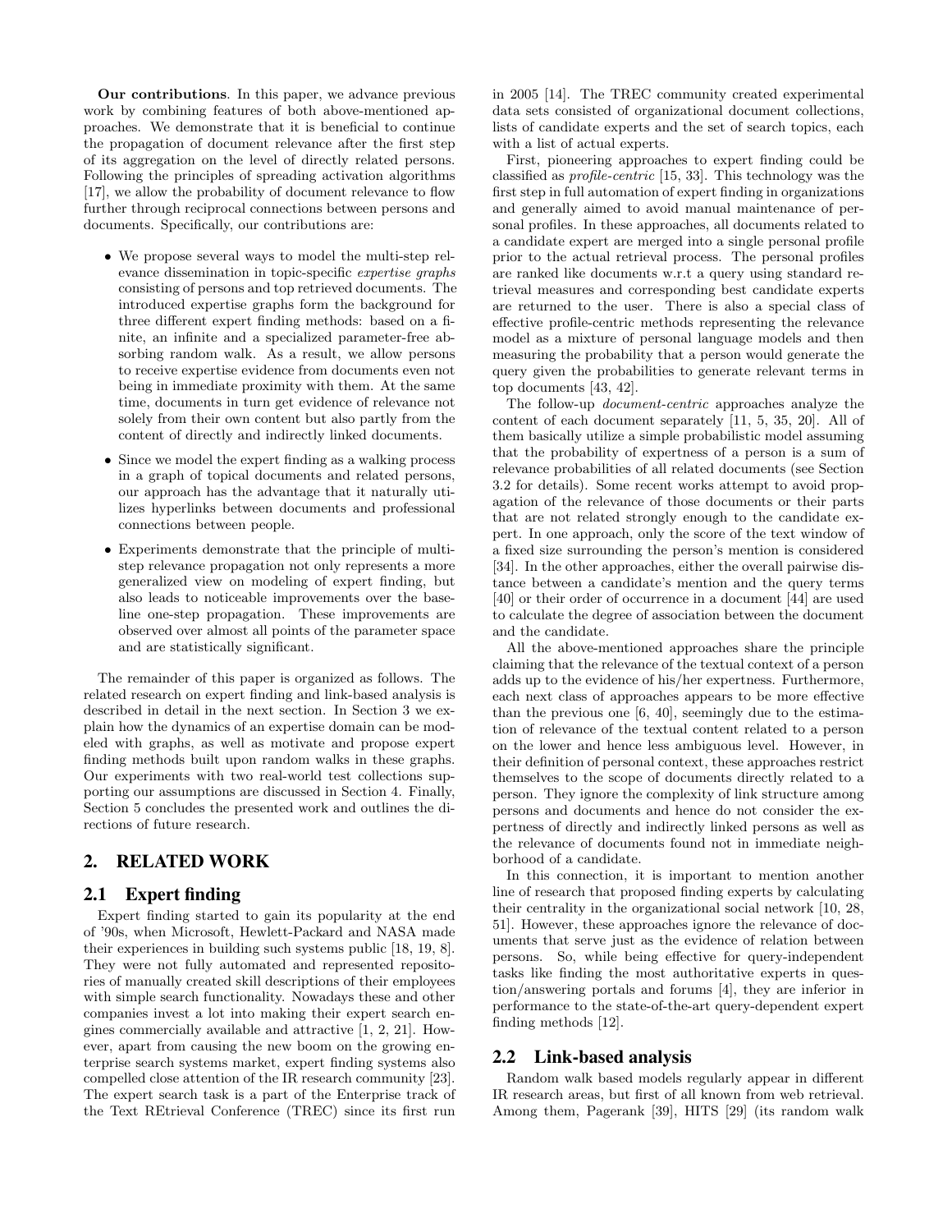**Our contributions**. In this paper, we advance previous work by combining features of both above-mentioned approaches. We demonstrate that it is beneficial to continue the propagation of document relevance after the first step of its aggregation on the level of directly related persons. Following the principles of spreading activation algorithms [17], we allow the probability of document relevance to flow further through reciprocal connections between persons and documents. Specifically, our contributions are:

- We propose several ways to model the multi-step relevance dissemination in topic-specific *expertise graphs* consisting of persons and top retrieved documents. The introduced expertise graphs form the background for three different expert finding methods: based on a finite, an infinite and a specialized parameter-free absorbing random walk. As a result, we allow persons to receive expertise evidence from documents even not being in immediate proximity with them. At the same time, documents in turn get evidence of relevance not solely from their own content but also partly from the content of directly and indirectly linked documents.
- Since we model the expert finding as a walking process in a graph of topical documents and related persons, our approach has the advantage that it naturally utilizes hyperlinks between documents and professional connections between people.
- Experiments demonstrate that the principle of multi-step relevance propagation not only represents a more generalized view on modeling of expert finding, but also leads to noticeable improvements over the baseline one-step propagation. These improvements are observed over almost all points of the parameter space and are statistically significant.

The remainder of this paper is organized as follows. The related research on expert finding and link-based analysis is described in detail in the next section. In Section 3 we explain how the dynamics of an expertise domain can be modeled with graphs, as well as motivate and propose expert finding methods built upon random walks in these graphs. Our experiments with two real-world test collections supporting our assumptions are discussed in Section 4. Finally, Section 5 concludes the presented work and outlines the directions of future research.

## 2. RELATED WORK

### 2.1 Expert finding

Expert finding started to gain its popularity at the end of '90s, when Microsoft, Hewlett-Packard and NASA made their experiences in building such systems public [18, 19, 8]. They were not fully automated and represented repositories of manually created skill descriptions of their employees with simple search functionality. Nowadays these and other companies invest a lot into making their expert search engines commercially available and attractive [1, 2, 21]. However, apart from causing the new boom on the growing enterprise search systems market, expert finding systems also compelled close attention of the IR research community [23]. The expert search task is a part of the Enterprise track of the Text REtrieval Conference (TREC) since its first run in 2005 [14]. The TREC community created experimental data sets consisted of organizational document collections, lists of candidate experts and the set of search topics, each with a list of actual experts.

First, pioneering approaches to expert finding could be classified as *profile-centric* [15, 33]. This technology was the first step in full automation of expert finding in organizations and generally aimed to avoid manual maintenance of personal profiles. In these approaches, all documents related to a candidate expert are merged into a single personal profile prior to the actual retrieval process. The personal profiles are ranked like documents w.r.t a query using standard retrieval measures and corresponding best candidate experts are returned to the user. There is also a special class of effective profile-centric methods representing the relevance model as a mixture of personal language models and then measuring the probability that a person would generate the query given the probabilities to generate relevant terms in top documents [43, 42].

The follow-up *document-centric* approaches analyze the content of each document separately [11, 5, 35, 20]. All of them basically utilize a simple probabilistic model assuming that the probability of expertness of a person is a sum of relevance probabilities of all related documents (see Section 3.2 for details). Some recent works attempt to avoid propagation of the relevance of those documents or their parts that are not related strongly enough to the candidate expert. In one approach, only the score of the text window of a fixed size surrounding the person's mention is considered [34]. In the other approaches, either the overall pairwise distance between a candidate's mention and the query terms [40] or their order of occurrence in a document [44] are used to calculate the degree of association between the document and the candidate.

All the above-mentioned approaches share the principle claiming that the relevance of the textual context of a person adds up to the evidence of his/her expertness. Furthermore, each next class of approaches appears to be more effective than the previous one [6, 40], seemingly due to the estimation of relevance of the textual content related to a person on the lower and hence less ambiguous level. However, in their definition of personal context, these approaches restrict themselves to the scope of documents directly related to a person. They ignore the complexity of link structure among persons and documents and hence do not consider the expertness of directly and indirectly linked persons as well as the relevance of documents found not in immediate neighborhood of a candidate.

In this connection, it is important to mention another line of research that proposed finding experts by calculating their centrality in the organizational social network [10, 28, 51]. However, these approaches ignore the relevance of documents that serve just as the evidence of relation between persons. So, while being effective for query-independent tasks like finding the most authoritative experts in question/answering portals and forums [4], they are inferior in performance to the state-of-the-art query-dependent expert finding methods [12].

### 2.2 Link-based analysis

Random walk based models regularly appear in different IR research areas, but first of all known from web retrieval. Among them, Pagerank [39], HITS [29] (its random walk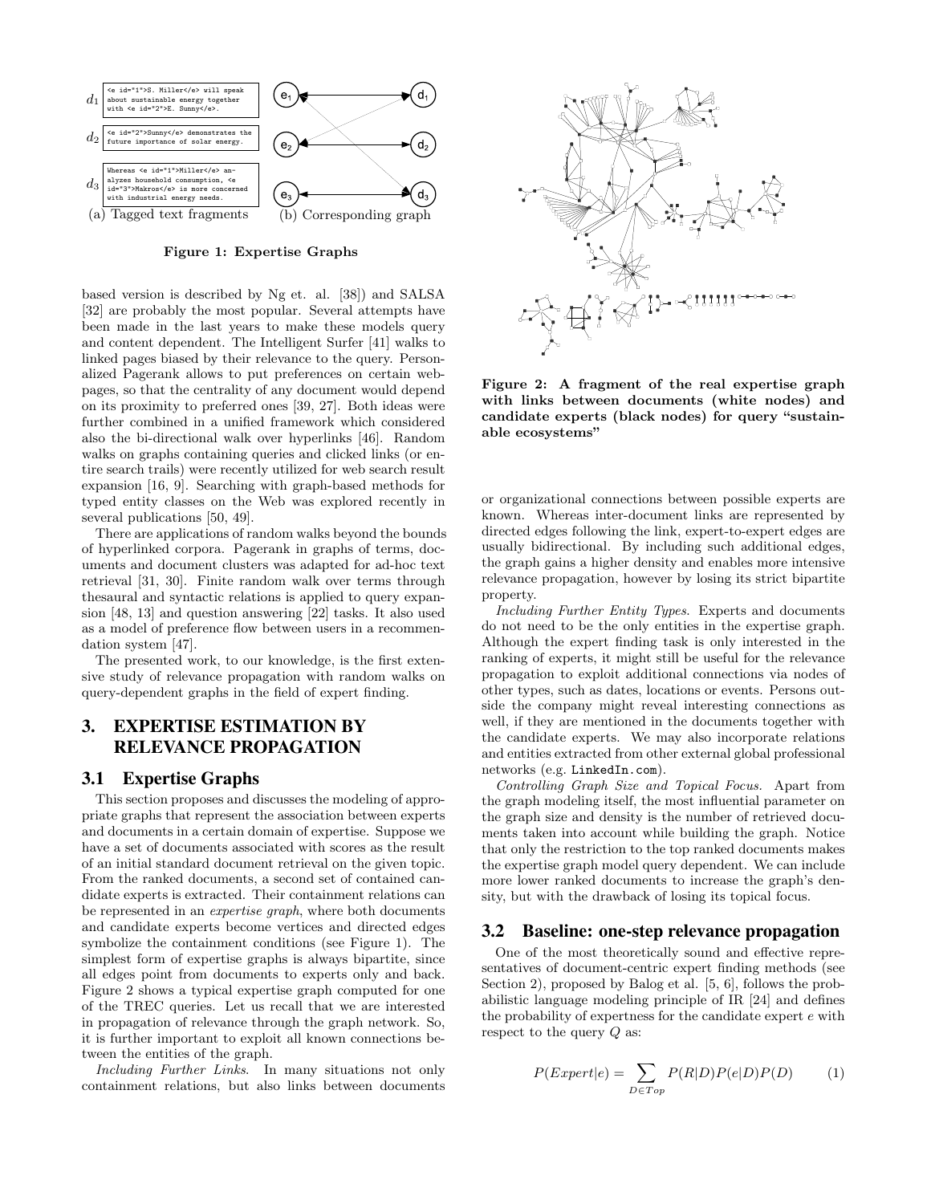(a) Tagged text fragments

$d_1$: `<e id="1">S. Miller</e> will speak about sustainable energy together with <e id="2">E. Sunny</e>.`

$d_2$: `<e id="2">Sunny</e> demonstrates the future importance of solar energy.`

$d_3$: `Whereas <e id="1">Miller</e> analyzes household consumption, <e id="3">Makros</e> is more concerned with industrial energy needs.`

(b) Corresponding graph

e1 d1 e2 d2 e3 d3

**Figure 1: Expertise Graphs**

based version is described by Ng et. al. [38]) and SALSA [32] are probably the most popular. Several attempts have been made in the last years to make these models query and content dependent. The Intelligent Surfer [41] walks to linked pages biased by their relevance to the query. Personalized Pagerank allows to put preferences on certain webpages, so that the centrality of any document would depend on its proximity to preferred ones [39, 27]. Both ideas were further combined in a unified framework which considered also the bi-directional walk over hyperlinks [46]. Random walks on graphs containing queries and clicked links (or entire search trails) were recently utilized for web search result expansion [16, 9]. Searching with graph-based methods for typed entity classes on the Web was explored recently in several publications [50, 49].

There are applications of random walks beyond the bounds of hyperlinked corpora. Pagerank in graphs of terms, documents and document clusters was adapted for ad-hoc text retrieval [31, 30]. Finite random walk over terms through thesaural and syntactic relations is applied to query expansion [48, 13] and question answering [22] tasks. It also used as a model of preference flow between users in a recommendation system [47].

The presented work, to our knowledge, is the first extensive study of relevance propagation with random walks on query-dependent graphs in the field of expert finding.

## 3. EXPERTISE ESTIMATION BY RELEVANCE PROPAGATION

### 3.1 Expertise Graphs

This section proposes and discusses the modeling of appropriate graphs that represent the association between experts and documents in a certain domain of expertise. Suppose we have a set of documents associated with scores as the result of an initial standard document retrieval on the given topic. From the ranked documents, a second set of contained candidate experts is extracted. Their containment relations can be represented in an *expertise graph*, where both documents and candidate experts become vertices and directed edges symbolize the containment conditions (see Figure 1). The simplest form of expertise graphs is always bipartite, since all edges point from documents to experts only and back. Figure 2 shows a typical expertise graph computed for one of the TREC queries. Let us recall that we are interested in propagation of relevance through the graph network. So, it is further important to exploit all known connections between the entities of the graph.

*Including Further Links.* In many situations not only containment relations, but also links between documents or organizational connections between possible experts are known. Whereas inter-document links are represented by directed edges following the link, expert-to-expert edges are usually bidirectional. By including such additional edges, the graph gains a higher density and enables more intensive relevance propagation, however by losing its strict bipartite property.

**Figure 2: A fragment of the real expertise graph with links between documents (white nodes) and candidate experts (black nodes) for query "sustainable ecosystems"**

*Including Further Entity Types.* Experts and documents do not need to be the only entities in the expertise graph. Although the expert finding task is only interested in the ranking of experts, it might still be useful for the relevance propagation to exploit additional connections via nodes of other types, such as dates, locations or events. Persons outside the company might reveal interesting connections as well, if they are mentioned in the documents together with the candidate experts. We may also incorporate relations and entities extracted from other external global professional networks (e.g. LinkedIn.com).

*Controlling Graph Size and Topical Focus.* Apart from the graph modeling itself, the most influential parameter on the graph size and density is the number of retrieved documents taken into account while building the graph. Notice that only the restriction to the top ranked documents makes the expertise graph model query dependent. We can include more lower ranked documents to increase the graph's density, but with the drawback of losing its topical focus.

### 3.2 Baseline: one-step relevance propagation

One of the most theoretically sound and effective representatives of document-centric expert finding methods (see Section 2), proposed by Balog et al. [5, 6], follows the probabilistic language modeling principle of IR [24] and defines the probability of expertness for the candidate expert $e$ with respect to the query $Q$ as:

$$P(Expert|e) = \sum_{D \in Top} P(R|D)P(e|D)P(D) \qquad (1)$$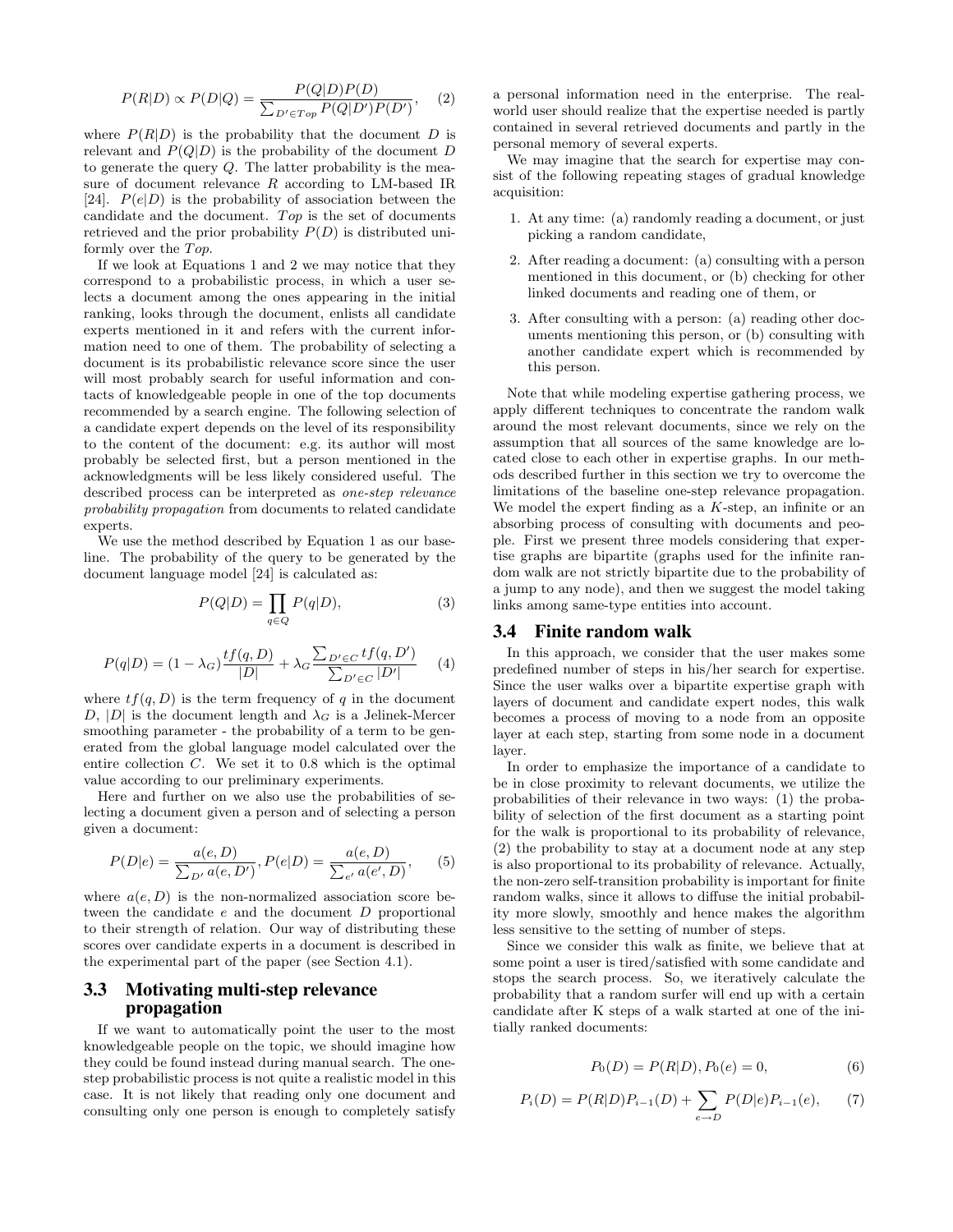$$P(R|D) \propto P(D|Q) = \frac{P(Q|D)P(D)}{\sum_{D' \in Top} P(Q|D')P(D')}, \quad (2)$$

where $P(R|D)$ is the probability that the document $D$ is relevant and $P(Q|D)$ is the probability of the document $D$ to generate the query $Q$. The latter probability is the measure of document relevance $R$ according to LM-based IR [24]. $P(e|D)$ is the probability of association between the candidate and the document. $Top$ is the set of documents retrieved and the prior probability $P(D)$ is distributed uniformly over the $Top$.

If we look at Equations 1 and 2 we may notice that they correspond to a probabilistic process, in which a user selects a document among the ones appearing in the initial ranking, looks through the document, enlists all candidate experts mentioned in it and refers with the current information need to one of them. The probability of selecting a document is its probabilistic relevance score since the user will most probably search for useful information and contacts of knowledgeable people in one of the top documents recommended by a search engine. The following selection of a candidate expert depends on the level of its responsibility to the content of the document: e.g. its author will most probably be selected first, but a person mentioned in the acknowledgments will be less likely considered useful. The described process can be interpreted as *one-step relevance probability propagation* from documents to related candidate experts.

We use the method described by Equation 1 as our baseline. The probability of the query to be generated by the document language model [24] is calculated as:

$$P(Q|D) = \prod_{q \in Q} P(q|D), \quad (3)$$

$$P(q|D) = (1 - \lambda_G)\frac{tf(q, D)}{|D|} + \lambda_G \frac{\sum_{D' \in C} tf(q, D')}{\sum_{D' \in C} |D'|} \quad (4)$$

where $tf(q, D)$ is the term frequency of $q$ in the document $D$, $|D|$ is the document length and $\lambda_G$ is a Jelinek-Mercer smoothing parameter - the probability of a term to be generated from the global language model calculated over the entire collection $C$. We set it to 0.8 which is the optimal value according to our preliminary experiments.

Here and further on we also use the probabilities of selecting a document given a person and of selecting a person given a document:

$$P(D|e) = \frac{a(e, D)}{\sum_{D'} a(e, D')}, P(e|D) = \frac{a(e, D)}{\sum_{e'} a(e', D)}, \quad (5)$$

where $a(e, D)$ is the non-normalized association score between the candidate $e$ and the document $D$ proportional to their strength of relation. Our way of distributing these scores over candidate experts in a document is described in the experimental part of the paper (see Section 4.1).

### 3.3 Motivating multi-step relevance propagation

If we want to automatically point the user to the most knowledgeable people on the topic, we should imagine how they could be found instead during manual search. The one-step probabilistic process is not quite a realistic model in this case. It is not likely that reading only one document and consulting only one person is enough to completely satisfy a personal information need in the enterprise. The real-world user should realize that the expertise needed is partly contained in several retrieved documents and partly in the personal memory of several experts.

We may imagine that the search for expertise may consist of the following repeating stages of gradual knowledge acquisition:

1. At any time: (a) randomly reading a document, or just picking a random candidate,
2. After reading a document: (a) consulting with a person mentioned in this document, or (b) checking for other linked documents and reading one of them, or
3. After consulting with a person: (a) reading other documents mentioning this person, or (b) consulting with another candidate expert which is recommended by this person.

Note that while modeling expertise gathering process, we apply different techniques to concentrate the random walk around the most relevant documents, since we rely on the assumption that all sources of the same knowledge are located close to each other in expertise graphs. In our methods described further in this section we try to overcome the limitations of the baseline one-step relevance propagation. We model the expert finding as a $K$-step, an infinite or an absorbing process of consulting with documents and people. First we present three models considering that expertise graphs are bipartite (graphs used for the infinite random walk are not strictly bipartite due to the probability of a jump to any node), and then we suggest the model taking links among same-type entities into account.

### 3.4 Finite random walk

In this approach, we consider that the user makes some predefined number of steps in his/her search for expertise. Since the user walks over a bipartite expertise graph with layers of document and candidate expert nodes, this walk becomes a process of moving to a node from an opposite layer at each step, starting from some node in a document layer.

In order to emphasize the importance of a candidate to be in close proximity to relevant documents, we utilize the probabilities of their relevance in two ways: (1) the probability of selection of the first document as a starting point for the walk is proportional to its probability of relevance, (2) the probability to stay at a document node at any step is also proportional to its probability of relevance. Actually, the non-zero self-transition probability is important for finite random walks, since it allows to diffuse the initial probability more slowly, smoothly and hence makes the algorithm less sensitive to the setting of number of steps.

Since we consider this walk as finite, we believe that at some point a user is tired/satisfied with some candidate and stops the search process. So, we iteratively calculate the probability that a random surfer will end up with a certain candidate after K steps of a walk started at one of the initially ranked documents:

$$P_0(D) = P(R|D), P_0(e) = 0, \quad (6)$$

$$P_i(D) = P(R|D)P_{i-1}(D) + \sum_{e \to D} P(D|e)P_{i-1}(e), \quad (7)$$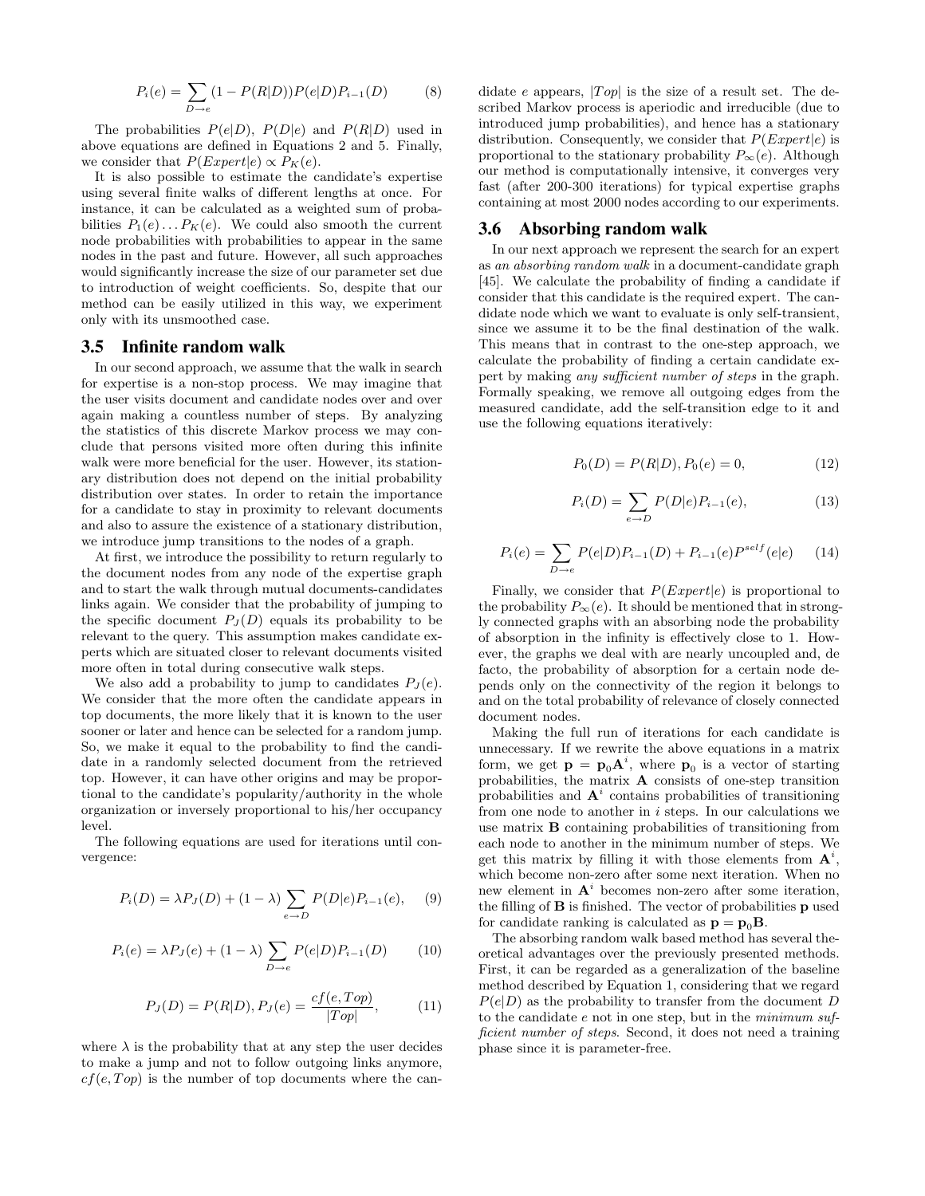$$P_i(e) = \sum_{D \to e} (1 - P(R|D)) P(e|D) P_{i-1}(D) \tag{8}$$

The probabilities $P(e|D)$, $P(D|e)$ and $P(R|D)$ used in above equations are defined in Equations 2 and 5. Finally, we consider that $P(Expert|e) \propto P_K(e)$.

It is also possible to estimate the candidate's expertise using several finite walks of different lengths at once. For instance, it can be calculated as a weighted sum of probabilities $P_1(e) \ldots P_K(e)$. We could also smooth the current node probabilities with probabilities to appear in the same nodes in the past and future. However, all such approaches would significantly increase the size of our parameter set due to introduction of weight coefficients. So, despite that our method can be easily utilized in this way, we experiment only with its unsmoothed case.

### 3.5 Infinite random walk

In our second approach, we assume that the walk in search for expertise is a non-stop process. We may imagine that the user visits document and candidate nodes over and over again making a countless number of steps. By analyzing the statistics of this discrete Markov process we may conclude that persons visited more often during this infinite walk were more beneficial for the user. However, its stationary distribution does not depend on the initial probability distribution over states. In order to retain the importance for a candidate to stay in proximity to relevant documents and also to assure the existence of a stationary distribution, we introduce jump transitions to the nodes of a graph.

At first, we introduce the possibility to return regularly to the document nodes from any node of the expertise graph and to start the walk through mutual documents-candidates links again. We consider that the probability of jumping to the specific document $P_J(D)$ equals its probability to be relevant to the query. This assumption makes candidate experts which are situated closer to relevant documents visited more often in total during consecutive walk steps.

We also add a probability to jump to candidates $P_J(e)$. We consider that the more often the candidate appears in top documents, the more likely that it is known to the user sooner or later and hence can be selected for a random jump. So, we make it equal to the probability to find the candidate in a randomly selected document from the retrieved top. However, it can have other origins and may be proportional to the candidate's popularity/authority in the whole organization or inversely proportional to his/her occupancy level.

The following equations are used for iterations until convergence:

$$P_i(D) = \lambda P_J(D) + (1 - \lambda) \sum_{e \to D} P(D|e) P_{i-1}(e), \tag{9}$$

$$P_i(e) = \lambda P_J(e) + (1 - \lambda) \sum_{D \to e} P(e|D) P_{i-1}(D) \tag{10}$$

$$P_J(D) = P(R|D), P_J(e) = \frac{cf(e, Top)}{|Top|}, \tag{11}$$

where $\lambda$ is the probability that at any step the user decides to make a jump and not to follow outgoing links anymore, $cf(e, Top)$ is the number of top documents where the candidate $e$ appears, $|Top|$ is the size of a result set. The described Markov process is aperiodic and irreducible (due to introduced jump probabilities), and hence has a stationary distribution. Consequently, we consider that $P(Expert|e)$ is proportional to the stationary probability $P_\infty(e)$. Although our method is computationally intensive, it converges very fast (after 200-300 iterations) for typical expertise graphs containing at most 2000 nodes according to our experiments.

### 3.6 Absorbing random walk

In our next approach we represent the search for an expert as *an absorbing random walk* in a document-candidate graph [45]. We calculate the probability of finding a candidate if consider that this candidate is the required expert. The candidate node which we want to evaluate is only self-transient, since we assume it to be the final destination of the walk. This means that in contrast to the one-step approach, we calculate the probability of finding a certain candidate expert by making *any sufficient number of steps* in the graph. Formally speaking, we remove all outgoing edges from the measured candidate, add the self-transition edge to it and use the following equations iteratively:

$$P_0(D) = P(R|D), P_0(e) = 0, \tag{12}$$

$$P_i(D) = \sum_{e \to D} P(D|e) P_{i-1}(e), \tag{13}$$

$$P_i(e) = \sum_{D \to e} P(e|D) P_{i-1}(D) + P_{i-1}(e) P^{self}(e|e) \tag{14}$$

Finally, we consider that $P(Expert|e)$ is proportional to the probability $P_\infty(e)$. It should be mentioned that in strongly connected graphs with an absorbing node the probability of absorption in the infinity is effectively close to 1. However, the graphs we deal with are nearly uncoupled and, de facto, the probability of absorption for a certain node depends only on the connectivity of the region it belongs to and on the total probability of relevance of closely connected document nodes.

Making the full run of iterations for each candidate is unnecessary. If we rewrite the above equations in a matrix form, we get $\mathbf{p} = \mathbf{p}_0 \mathbf{A}^i$, where $\mathbf{p}_0$ is a vector of starting probabilities, the matrix $\mathbf{A}$ consists of one-step transition probabilities and $\mathbf{A}^i$ contains probabilities of transitioning from one node to another in $i$ steps. In our calculations we use matrix $\mathbf{B}$ containing probabilities of transitioning from each node to another in the minimum number of steps. We get this matrix by filling it with those elements from $\mathbf{A}^i$, which become non-zero after some next iteration. When no new element in $\mathbf{A}^i$ becomes non-zero after some iteration, the filling of $\mathbf{B}$ is finished. The vector of probabilities $\mathbf{p}$ used for candidate ranking is calculated as $\mathbf{p} = \mathbf{p}_0 \mathbf{B}$.

The absorbing random walk based method has several theoretical advantages over the previously presented methods. First, it can be regarded as a generalization of the baseline method described by Equation 1, considering that we regard $P(e|D)$ as the probability to transfer from the document $D$ to the candidate $e$ not in one step, but in the *minimum sufficient number of steps*. Second, it does not need a training phase since it is parameter-free.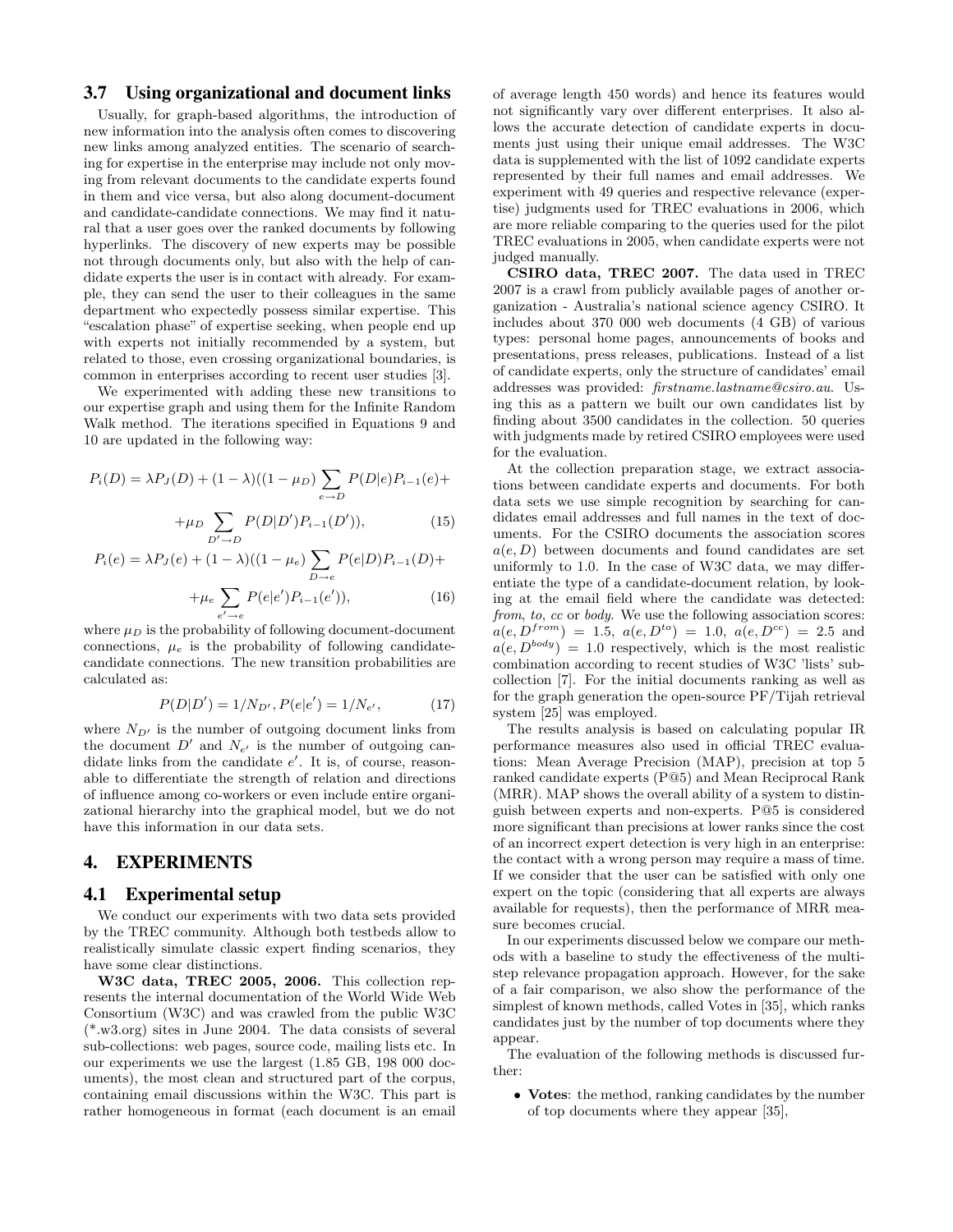### 3.7 Using organizational and document links

Usually, for graph-based algorithms, the introduction of new information into the analysis often comes to discovering new links among analyzed entities. The scenario of searching for expertise in the enterprise may include not only moving from relevant documents to the candidate experts found in them and vice versa, but also along document-document and candidate-candidate connections. We may find it natural that a user goes over the ranked documents by following hyperlinks. The discovery of new experts may be possible not through documents only, but also with the help of candidate experts the user is in contact with already. For example, they can send the user to their colleagues in the same department who expectedly possess similar expertise. This "escalation phase" of expertise seeking, when people end up with experts not initially recommended by a system, but related to those, even crossing organizational boundaries, is common in enterprises according to recent user studies [3].

We experimented with adding these new transitions to our expertise graph and using them for the Infinite Random Walk method. The iterations specified in Equations 9 and 10 are updated in the following way:

$$P_i(D) = \lambda P_J(D) + (1-\lambda)((1-\mu_D)\sum_{e \to D} P(D|e)P_{i-1}(e) + \\ +\mu_D \sum_{D' \to D} P(D|D')P_{i-1}(D')), \quad (15)$$

$$P_i(e) = \lambda P_J(e) + (1-\lambda)((1-\mu_e)\sum_{D \to e} P(e|D)P_{i-1}(D) + \\ +\mu_e \sum_{e' \to e} P(e|e')P_{i-1}(e')), \quad (16)$$

where $\mu_D$ is the probability of following document-document connections, $\mu_e$ is the probability of following candidate-candidate connections. The new transition probabilities are calculated as:

$$P(D|D') = 1/N_{D'}, P(e|e') = 1/N_{e'}, \quad (17)$$

where $N_{D'}$ is the number of outgoing document links from the document $D'$ and $N_{e'}$ is the number of outgoing candidate links from the candidate $e'$. It is, of course, reasonable to differentiate the strength of relation and directions of influence among co-workers or even include entire organizational hierarchy into the graphical model, but we do not have this information in our data sets.

## 4. EXPERIMENTS

### 4.1 Experimental setup

We conduct our experiments with two data sets provided by the TREC community. Although both testbeds allow to realistically simulate classic expert finding scenarios, they have some clear distinctions.

**W3C data, TREC 2005, 2006.** This collection represents the internal documentation of the World Wide Web Consortium (W3C) and was crawled from the public W3C (*.w3.org) sites in June 2004. The data consists of several sub-collections: web pages, source code, mailing lists etc. In our experiments we use the largest (1.85 GB, 198 000 documents), the most clean and structured part of the corpus, containing email discussions within the W3C. This part is rather homogeneous in format (each document is an email of average length 450 words) and hence its features would not significantly vary over different enterprises. It also allows the accurate detection of candidate experts in documents just using their unique email addresses. The W3C data is supplemented with the list of 1092 candidate experts represented by their full names and email addresses. We experiment with 49 queries and respective relevance (expertise) judgments used for TREC evaluations in 2006, which are more reliable comparing to the queries used for the pilot TREC evaluations in 2005, when candidate experts were not judged manually.

**CSIRO data, TREC 2007.** The data used in TREC 2007 is a crawl from publicly available pages of another organization - Australia's national science agency CSIRO. It includes about 370 000 web documents (4 GB) of various types: personal home pages, announcements of books and presentations, press releases, publications. Instead of a list of candidate experts, only the structure of candidates' email addresses was provided: *firstname.lastname@csiro.au*. Using this as a pattern we built our own candidates list by finding about 3500 candidates in the collection. 50 queries with judgments made by retired CSIRO employees were used for the evaluation.

At the collection preparation stage, we extract associations between candidate experts and documents. For both data sets we use simple recognition by searching for candidates email addresses and full names in the text of documents. For the CSIRO documents the association scores $a(e, D)$ between documents and found candidates are set uniformly to 1.0. In the case of W3C data, we may differentiate the type of a candidate-document relation, by looking at the email field where the candidate was detected: *from*, *to*, *cc* or *body*. We use the following association scores: $a(e, D^{from}) = 1.5$, $a(e, D^{to}) = 1.0$, $a(e, D^{cc}) = 2.5$ and $a(e, D^{body}) = 1.0$ respectively, which is the most realistic combination according to recent studies of W3C 'lists' sub-collection [7]. For the initial documents ranking as well as for the graph generation the open-source PF/Tijah retrieval system [25] was employed.

The results analysis is based on calculating popular IR performance measures also used in official TREC evaluations: Mean Average Precision (MAP), precision at top 5 ranked candidate experts (P@5) and Mean Reciprocal Rank (MRR). MAP shows the overall ability of a system to distinguish between experts and non-experts. P@5 is considered more significant than precisions at lower ranks since the cost of an incorrect expert detection is very high in an enterprise: the contact with a wrong person may require a mass of time. If we consider that the user can be satisfied with only one expert on the topic (considering that all experts are always available for requests), then the performance of MRR measure becomes crucial.

In our experiments discussed below we compare our methods with a baseline to study the effectiveness of the multi-step relevance propagation approach. However, for the sake of a fair comparison, we also show the performance of the simplest of known methods, called Votes in [35], which ranks candidates just by the number of top documents where they appear.

The evaluation of the following methods is discussed further:

- **Votes**: the method, ranking candidates by the number of top documents where they appear [35],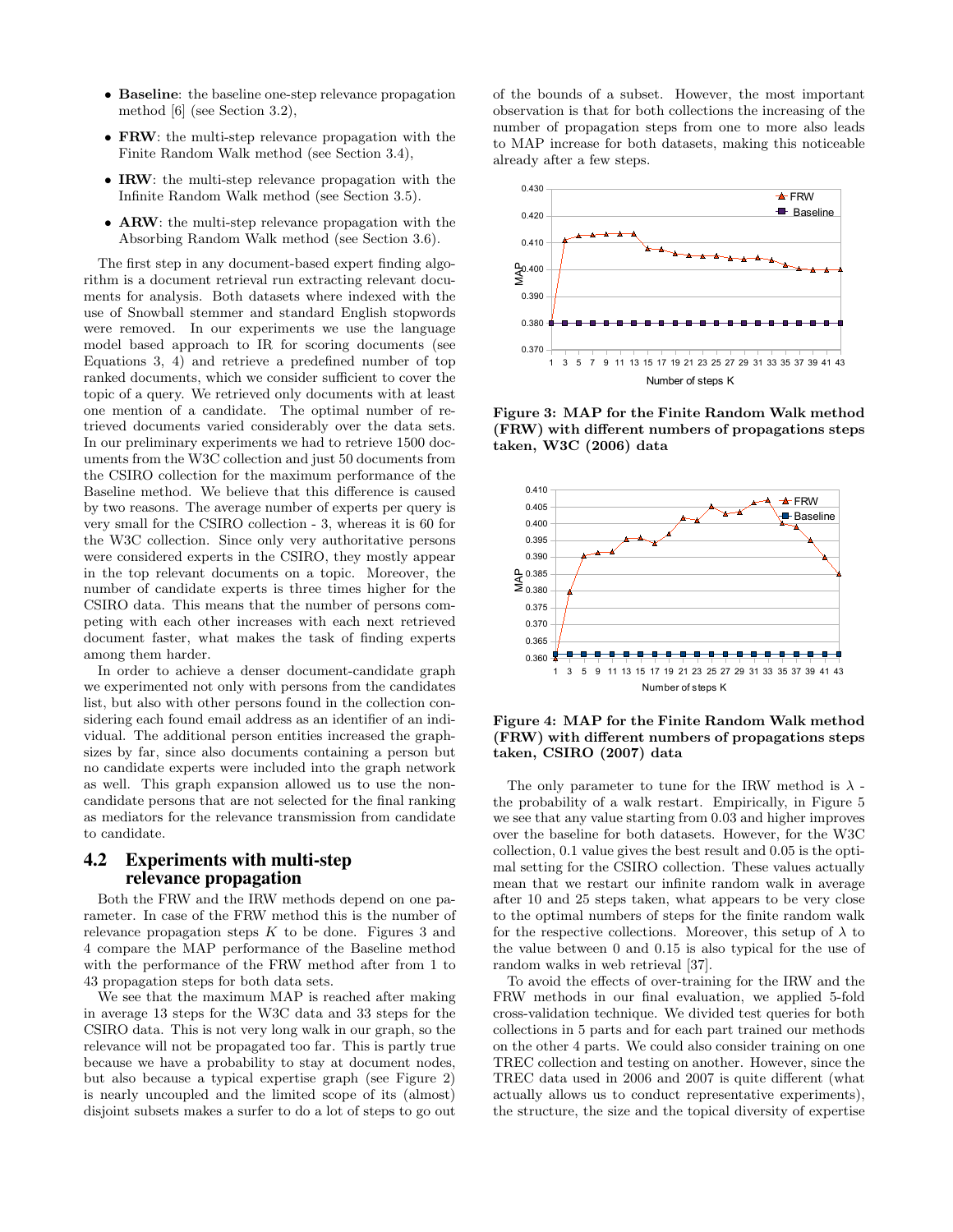- **Baseline**: the baseline one-step relevance propagation method [6] (see Section 3.2),
- **FRW**: the multi-step relevance propagation with the Finite Random Walk method (see Section 3.4),
- **IRW**: the multi-step relevance propagation with the Infinite Random Walk method (see Section 3.5).
- **ARW**: the multi-step relevance propagation with the Absorbing Random Walk method (see Section 3.6).

The first step in any document-based expert finding algorithm is a document retrieval run extracting relevant documents for analysis. Both datasets where indexed with the use of Snowball stemmer and standard English stopwords were removed. In our experiments we use the language model based approach to IR for scoring documents (see Equations 3, 4) and retrieve a predefined number of top ranked documents, which we consider sufficient to cover the topic of a query. We retrieved only documents with at least one mention of a candidate. The optimal number of retrieved documents varied considerably over the data sets. In our preliminary experiments we had to retrieve 1500 documents from the W3C collection and just 50 documents from the CSIRO collection for the maximum performance of the Baseline method. We believe that this difference is caused by two reasons. The average number of experts per query is very small for the CSIRO collection - 3, whereas it is 60 for the W3C collection. Since only very authoritative persons were considered experts in the CSIRO, they mostly appear in the top relevant documents on a topic. Moreover, the number of candidate experts is three times higher for the CSIRO data. This means that the number of persons competing with each other increases with each next retrieved document faster, what makes the task of finding experts among them harder.

In order to achieve a denser document-candidate graph we experimented not only with persons from the candidates list, but also with other persons found in the collection considering each found email address as an identifier of an individual. The additional person entities increased the graph-sizes by far, since also documents containing a person but no candidate experts were included into the graph network as well. This graph expansion allowed us to use the non-candidate persons that are not selected for the final ranking as mediators for the relevance transmission from candidate to candidate.

## 4.2 Experiments with multi-step relevance propagation

Both the FRW and the IRW methods depend on one parameter. In case of the FRW method this is the number of relevance propagation steps $K$ to be done. Figures 3 and 4 compare the MAP performance of the Baseline method with the performance of the FRW method after from 1 to 43 propagation steps for both data sets.

We see that the maximum MAP is reached after making in average 13 steps for the W3C data and 33 steps for the CSIRO data. This is not very long walk in our graph, so the relevance will not be propagated too far. This is partly true because we have a probability to stay at document nodes, but also because a typical expertise graph (see Figure 2) is nearly uncoupled and the limited scope of its (almost) disjoint subsets makes a surfer to do a lot of steps to go out of the bounds of a subset. However, the most important observation is that for both collections the increasing of the number of propagation steps from one to more also leads to MAP increase for both datasets, making this noticeable already after a few steps.

**Figure 3: MAP for the Finite Random Walk method (FRW) with different numbers of propagations steps taken, W3C (2006) data**

**Figure 4: MAP for the Finite Random Walk method (FRW) with different numbers of propagations steps taken, CSIRO (2007) data**

The only parameter to tune for the IRW method is $\lambda$ - the probability of a walk restart. Empirically, in Figure 5 we see that any value starting from 0.03 and higher improves over the baseline for both datasets. However, for the W3C collection, 0.1 value gives the best result and 0.05 is the optimal setting for the CSIRO collection. These values actually mean that we restart our infinite random walk in average after 10 and 25 steps taken, what appears to be very close to the optimal numbers of steps for the finite random walk for the respective collections. Moreover, this setup of $\lambda$ to the value between 0 and 0.15 is also typical for the use of random walks in web retrieval [37].

To avoid the effects of over-training for the IRW and the FRW methods in our final evaluation, we applied 5-fold cross-validation technique. We divided test queries for both collections in 5 parts and for each part trained our methods on the other 4 parts. We could also consider training on one TREC collection and testing on another. However, since the TREC data used in 2006 and 2007 is quite different (what actually allows us to conduct representative experiments), the structure, the size and the topical diversity of expertise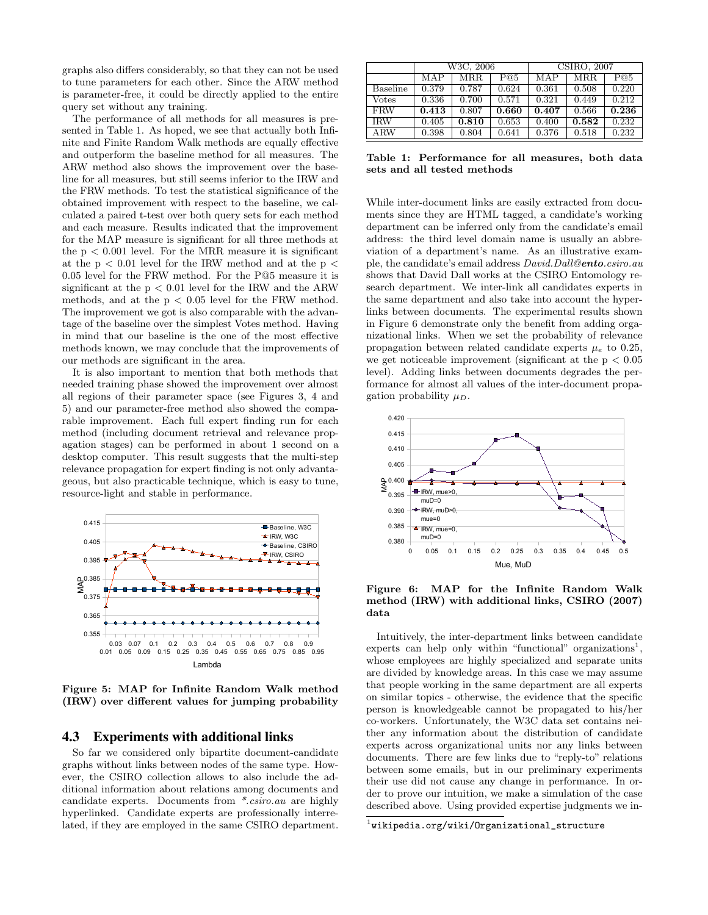graphs also differs considerably, so that they can not be used to tune parameters for each other. Since the ARW method is parameter-free, it could be directly applied to the entire query set without any training.

The performance of all methods for all measures is presented in Table 1. As hoped, we see that actually both Infinite and Finite Random Walk methods are equally effective and outperform the baseline method for all measures. The ARW method also shows the improvement over the baseline for all measures, but still seems inferior to the IRW and the FRW methods. To test the statistical significance of the obtained improvement with respect to the baseline, we calculated a paired t-test over both query sets for each method and each measure. Results indicated that the improvement for the MAP measure is significant for all three methods at the $p < 0.001$ level. For the MRR measure it is significant at the $p < 0.01$ level for the IRW method and at the $p < 0.05$ level for the FRW method. For the P@5 measure it is significant at the $p < 0.01$ level for the IRW and the ARW methods, and at the $p < 0.05$ level for the FRW method. The improvement we got is also comparable with the advantage of the baseline over the simplest Votes method. Having in mind that our baseline is the one of the most effective methods known, we may conclude that the improvements of our methods are significant in the area.

It is also important to mention that both methods that needed training phase showed the improvement over almost all regions of their parameter space (see Figures 3, 4 and 5) and our parameter-free method also showed the comparable improvement. Each full expert finding run for each method (including document retrieval and relevance propagation stages) can be performed in about 1 second on a desktop computer. This result suggests that the multi-step relevance propagation for expert finding is not only advantageous, but also practicable technique, which is easy to tune, resource-light and stable in performance.

Figure 5: MAP for Infinite Random Walk method (IRW) over different values for jumping probability

## 4.3 Experiments with additional links

So far we considered only bipartite document-candidate graphs without links between nodes of the same type. However, the CSIRO collection allows to also include the additional information about relations among documents and candidate experts. Documents from *\*.csiro.au* are highly hyperlinked. Candidate experts are professionally interrelated, if they are employed in the same CSIRO department.

| | W3C, 2006 | | | CSIRO, 2007 | | |
|---|---|---|---|---|---|---|
| | MAP | MRR | P@5 | MAP | MRR | P@5 |
| Baseline | 0.379 | 0.787 | 0.624 | 0.361 | 0.508 | 0.220 |
| Votes | 0.336 | 0.700 | 0.571 | 0.321 | 0.449 | 0.212 |
| FRW | **0.413** | 0.807 | **0.660** | **0.407** | 0.566 | **0.236** |
| IRW | 0.405 | **0.810** | 0.653 | 0.400 | **0.582** | 0.232 |
| ARW | 0.398 | 0.804 | 0.641 | 0.376 | 0.518 | 0.232 |

Table 1: Performance for all measures, both data sets and all tested methods

While inter-document links are easily extracted from documents since they are HTML tagged, a candidate's working department can be inferred only from the candidate's email address: the third level domain name is usually an abbreviation of a department's name. As an illustrative example, the candidate's email address *David.Dall@**ento**.csiro.au* shows that David Dall works at the CSIRO Entomology research department. We inter-link all candidates experts in the same department and also take into account the hyperlinks between documents. The experimental results shown in Figure 6 demonstrate only the benefit from adding organizational links. When we set the probability of relevance propagation between related candidate experts $\mu_e$ to 0.25, we get noticeable improvement (significant at the $p < 0.05$ level). Adding links between documents degrades the performance for almost all values of the inter-document propagation probability $\mu_D$.

Figure 6: MAP for the Infinite Random Walk method (IRW) with additional links, CSIRO (2007) data

Intuitively, the inter-department links between candidate experts can help only within "functional" organizations[1], whose employees are highly specialized and separate units are divided by knowledge areas. In this case we may assume that people working in the same department are all experts on similar topics - otherwise, the evidence that the specific person is knowledgeable cannot be propagated to his/her co-workers. Unfortunately, the W3C data set contains neither any information about the distribution of candidate experts across organizational units nor any links between documents. There are few links due to "reply-to" relations between some emails, but in our preliminary experiments their use did not cause any change in performance. In order to prove our intuition, we make a simulation of the case described above. Using provided expertise judgments we in-

[1] `wikipedia.org/wiki/Organizational_structure`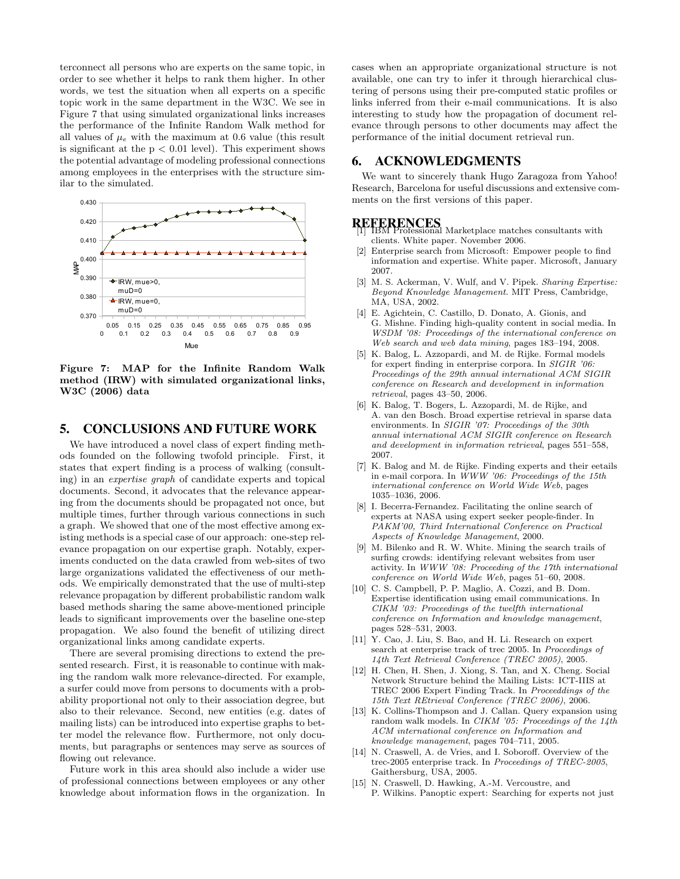terconnect all persons who are experts on the same topic, in order to see whether it helps to rank them higher. In other words, we test the situation when all experts on a specific topic work in the same department in the W3C. We see in Figure 7 that using simulated organizational links increases the performance of the Infinite Random Walk method for all values of $\mu_e$ with the maximum at 0.6 value (this result is significant at the $p < 0.01$ level). This experiment shows the potential advantage of modeling professional connections among employees in the enterprises with the structure similar to the simulated.

**Figure 7: MAP for the Infinite Random Walk method (IRW) with simulated organizational links, W3C (2006) data**

## 5. CONCLUSIONS AND FUTURE WORK

We have introduced a novel class of expert finding methods founded on the following twofold principle. First, it states that expert finding is a process of walking (consulting) in an *expertise graph* of candidate experts and topical documents. Second, it advocates that the relevance appearing from the documents should be propagated not once, but multiple times, further through various connections in such a graph. We showed that one of the most effective among existing methods is a special case of our approach: one-step relevance propagation on our expertise graph. Notably, experiments conducted on the data crawled from web-sites of two large organizations validated the effectiveness of our methods. We empirically demonstrated that the use of multi-step relevance propagation by different probabilistic random walk based methods sharing the same above-mentioned principle leads to significant improvements over the baseline one-step propagation. We also found the benefit of utilizing direct organizational links among candidate experts.

There are several promising directions to extend the presented research. First, it is reasonable to continue with making the random walk more relevance-directed. For example, a surfer could move from persons to documents with a probability proportional not only to their association degree, but also to their relevance. Second, new entities (e.g. dates of mailing lists) can be introduced into expertise graphs to better model the relevance flow. Furthermore, not only documents, but paragraphs or sentences may serve as sources of flowing out relevance.

Future work in this area should also include a wider use of professional connections between employees or any other knowledge about information flows in the organization. In cases when an appropriate organizational structure is not available, one can try to infer it through hierarchical clustering of persons using their pre-computed static profiles or links inferred from their e-mail communications. It is also interesting to study how the propagation of document relevance through persons to other documents may affect the performance of the initial document retrieval run.

## 6. ACKNOWLEDGMENTS

We want to sincerely thank Hugo Zaragoza from Yahoo! Research, Barcelona for useful discussions and extensive comments on the first versions of this paper.

## REFERENCES

[1] IBM Professional Marketplace matches consultants with clients. White paper. November 2006.

[2] Enterprise search from Microsoft: Empower people to find information and expertise. White paper. Microsoft, January 2007.

[3] M. S. Ackerman, V. Wulf, and V. Pipek. *Sharing Expertise: Beyond Knowledge Management*. MIT Press, Cambridge, MA, USA, 2002.

[4] E. Agichtein, C. Castillo, D. Donato, A. Gionis, and G. Mishne. Finding high-quality content in social media. In *WSDM '08: Proceedings of the international conference on Web search and web data mining*, pages 183–194, 2008.

[5] K. Balog, L. Azzopardi, and M. de Rijke. Formal models for expert finding in enterprise corpora. In *SIGIR '06: Proceedings of the 29th annual international ACM SIGIR conference on Research and development in information retrieval*, pages 43–50, 2006.

[6] K. Balog, T. Bogers, L. Azzopardi, M. de Rijke, and A. van den Bosch. Broad expertise retrieval in sparse data environments. In *SIGIR '07: Proceedings of the 30th annual international ACM SIGIR conference on Research and development in information retrieval*, pages 551–558, 2007.

[7] K. Balog and M. de Rijke. Finding experts and their eetails in e-mail corpora. In *WWW '06: Proceedings of the 15th international conference on World Wide Web*, pages 1035–1036, 2006.

[8] I. Becerra-Fernandez. Facilitating the online search of experts at NASA using expert seeker people-finder. In *PAKM'00, Third International Conference on Practical Aspects of Knowledge Management*, 2000.

[9] M. Bilenko and R. W. White. Mining the search trails of surfing crowds: identifying relevant websites from user activity. In *WWW '08: Proceeding of the 17th international conference on World Wide Web*, pages 51–60, 2008.

[10] C. S. Campbell, P. P. Maglio, A. Cozzi, and B. Dom. Expertise identification using email communications. In *CIKM '03: Proceedings of the twelfth international conference on Information and knowledge management*, pages 528–531, 2003.

[11] Y. Cao, J. Liu, S. Bao, and H. Li. Research on expert search at enterprise track of trec 2005. In *Proceedings of 14th Text Retrieval Conference (TREC 2005)*, 2005.

[12] H. Chen, H. Shen, J. Xiong, S. Tan, and X. Cheng. Social Network Structure behind the Mailing Lists: ICT-IIIS at TREC 2006 Expert Finding Track. In *Proceeddings of the 15th Text REtrieval Conference (TREC 2006)*, 2006.

[13] K. Collins-Thompson and J. Callan. Query expansion using random walk models. In *CIKM '05: Proceedings of the 14th ACM international conference on Information and knowledge management*, pages 704–711, 2005.

[14] N. Craswell, A. de Vries, and I. Soboroff. Overview of the trec-2005 enterprise track. In *Proceedings of TREC-2005*, Gaithersburg, USA, 2005.

[15] N. Craswell, D. Hawking, A.-M. Vercoustre, and P. Wilkins. Panoptic expert: Searching for experts not just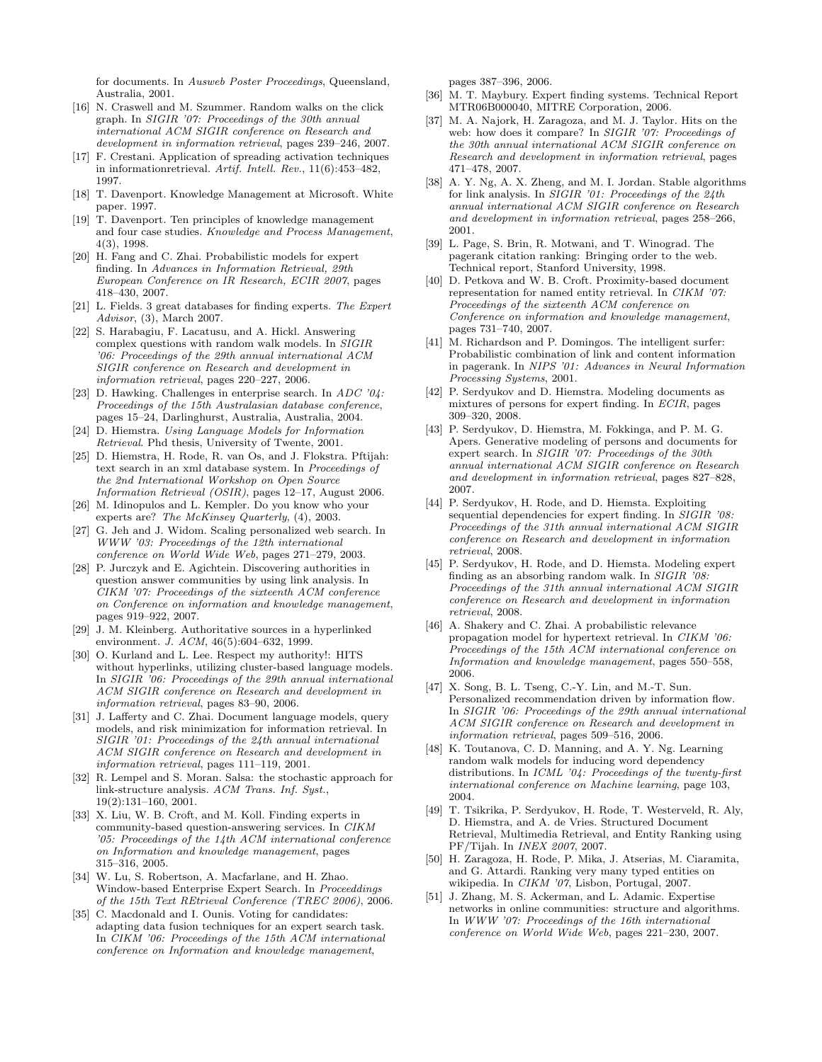for documents. In *Ausweb Poster Proceedings*, Queensland, Australia, 2001.

[16] N. Craswell and M. Szummer. Random walks on the click graph. In *SIGIR '07: Proceedings of the 30th annual international ACM SIGIR conference on Research and development in information retrieval*, pages 239–246, 2007.

[17] F. Crestani. Application of spreading activation techniques in informationretrieval. *Artif. Intell. Rev.*, 11(6):453–482, 1997.

[18] T. Davenport. Knowledge Management at Microsoft. White paper. 1997.

[19] T. Davenport. Ten principles of knowledge management and four case studies. *Knowledge and Process Management*, 4(3), 1998.

[20] H. Fang and C. Zhai. Probabilistic models for expert finding. In *Advances in Information Retrieval, 29th European Conference on IR Research, ECIR 2007*, pages 418–430, 2007.

[21] L. Fields. 3 great databases for finding experts. *The Expert Advisor*, (3), March 2007.

[22] S. Harabagiu, F. Lacatusu, and A. Hickl. Answering complex questions with random walk models. In *SIGIR '06: Proceedings of the 29th annual international ACM SIGIR conference on Research and development in information retrieval*, pages 220–227, 2006.

[23] D. Hawking. Challenges in enterprise search. In *ADC '04: Proceedings of the 15th Australasian database conference*, pages 15–24, Darlinghurst, Australia, Australia, 2004.

[24] D. Hiemstra. *Using Language Models for Information Retrieval*. Phd thesis, University of Twente, 2001.

[25] D. Hiemstra, H. Rode, R. van Os, and J. Flokstra. Pftijah: text search in an xml database system. In *Proceedings of the 2nd International Workshop on Open Source Information Retrieval (OSIR)*, pages 12–17, August 2006.

[26] M. Idinopulos and L. Kempler. Do you know who your experts are? *The McKinsey Quarterly*, (4), 2003.

[27] G. Jeh and J. Widom. Scaling personalized web search. In *WWW '03: Proceedings of the 12th international conference on World Wide Web*, pages 271–279, 2003.

[28] P. Jurczyk and E. Agichtein. Discovering authorities in question answer communities by using link analysis. In *CIKM '07: Proceedings of the sixteenth ACM conference on Conference on information and knowledge management*, pages 919–922, 2007.

[29] J. M. Kleinberg. Authoritative sources in a hyperlinked environment. *J. ACM*, 46(5):604–632, 1999.

[30] O. Kurland and L. Lee. Respect my authority!: HITS without hyperlinks, utilizing cluster-based language models. In *SIGIR '06: Proceedings of the 29th annual international ACM SIGIR conference on Research and development in information retrieval*, pages 83–90, 2006.

[31] J. Lafferty and C. Zhai. Document language models, query models, and risk minimization for information retrieval. In *SIGIR '01: Proceedings of the 24th annual international ACM SIGIR conference on Research and development in information retrieval*, pages 111–119, 2001.

[32] R. Lempel and S. Moran. Salsa: the stochastic approach for link-structure analysis. *ACM Trans. Inf. Syst.*, 19(2):131–160, 2001.

[33] X. Liu, W. B. Croft, and M. Koll. Finding experts in community-based question-answering services. In *CIKM '05: Proceedings of the 14th ACM international conference on Information and knowledge management*, pages 315–316, 2005.

[34] W. Lu, S. Robertson, A. Macfarlane, and H. Zhao. Window-based Enterprise Expert Search. In *Proceeddings of the 15th Text REtrieval Conference (TREC 2006)*, 2006.

[35] C. Macdonald and I. Ounis. Voting for candidates: adapting data fusion techniques for an expert search task. In *CIKM '06: Proceedings of the 15th ACM international conference on Information and knowledge management*, pages 387–396, 2006.

[36] M. T. Maybury. Expert finding systems. Technical Report MTR06B000040, MITRE Corporation, 2006.

[37] M. A. Najork, H. Zaragoza, and M. J. Taylor. Hits on the web: how does it compare? In *SIGIR '07: Proceedings of the 30th annual international ACM SIGIR conference on Research and development in information retrieval*, pages 471–478, 2007.

[38] A. Y. Ng, A. X. Zheng, and M. I. Jordan. Stable algorithms for link analysis. In *SIGIR '01: Proceedings of the 24th annual international ACM SIGIR conference on Research and development in information retrieval*, pages 258–266, 2001.

[39] L. Page, S. Brin, R. Motwani, and T. Winograd. The pagerank citation ranking: Bringing order to the web. Technical report, Stanford University, 1998.

[40] D. Petkova and W. B. Croft. Proximity-based document representation for named entity retrieval. In *CIKM '07: Proceedings of the sixteenth ACM conference on Conference on information and knowledge management*, pages 731–740, 2007.

[41] M. Richardson and P. Domingos. The intelligent surfer: Probabilistic combination of link and content information in pagerank. In *NIPS '01: Advances in Neural Information Processing Systems*, 2001.

[42] P. Serdyukov and D. Hiemstra. Modeling documents as mixtures of persons for expert finding. In *ECIR*, pages 309–320, 2008.

[43] P. Serdyukov, D. Hiemstra, M. Fokkinga, and P. M. G. Apers. Generative modeling of persons and documents for expert search. In *SIGIR '07: Proceedings of the 30th annual international ACM SIGIR conference on Research and development in information retrieval*, pages 827–828, 2007.

[44] P. Serdyukov, H. Rode, and D. Hiemsta. Exploiting sequential dependencies for expert finding. In *SIGIR '08: Proceedings of the 31th annual international ACM SIGIR conference on Research and development in information retrieval*, 2008.

[45] P. Serdyukov, H. Rode, and D. Hiemsta. Modeling expert finding as an absorbing random walk. In *SIGIR '08: Proceedings of the 31th annual international ACM SIGIR conference on Research and development in information retrieval*, 2008.

[46] A. Shakery and C. Zhai. A probabilistic relevance propagation model for hypertext retrieval. In *CIKM '06: Proceedings of the 15th ACM international conference on Information and knowledge management*, pages 550–558, 2006.

[47] X. Song, B. L. Tseng, C.-Y. Lin, and M.-T. Sun. Personalized recommendation driven by information flow. In *SIGIR '06: Proceedings of the 29th annual international ACM SIGIR conference on Research and development in information retrieval*, pages 509–516, 2006.

[48] K. Toutanova, C. D. Manning, and A. Y. Ng. Learning random walk models for inducing word dependency distributions. In *ICML '04: Proceedings of the twenty-first international conference on Machine learning*, page 103, 2004.

[49] T. Tsikrika, P. Serdyukov, H. Rode, T. Westerveld, R. Aly, D. Hiemstra, and A. de Vries. Structured Document Retrieval, Multimedia Retrieval, and Entity Ranking using PF/Tijah. In *INEX 2007*, 2007.

[50] H. Zaragoza, H. Rode, P. Mika, J. Atserias, M. Ciaramita, and G. Attardi. Ranking very many typed entities on wikipedia. In *CIKM '07*, Lisbon, Portugal, 2007.

[51] J. Zhang, M. S. Ackerman, and L. Adamic. Expertise networks in online communities: structure and algorithms. In *WWW '07: Proceedings of the 16th international conference on World Wide Web*, pages 221–230, 2007.